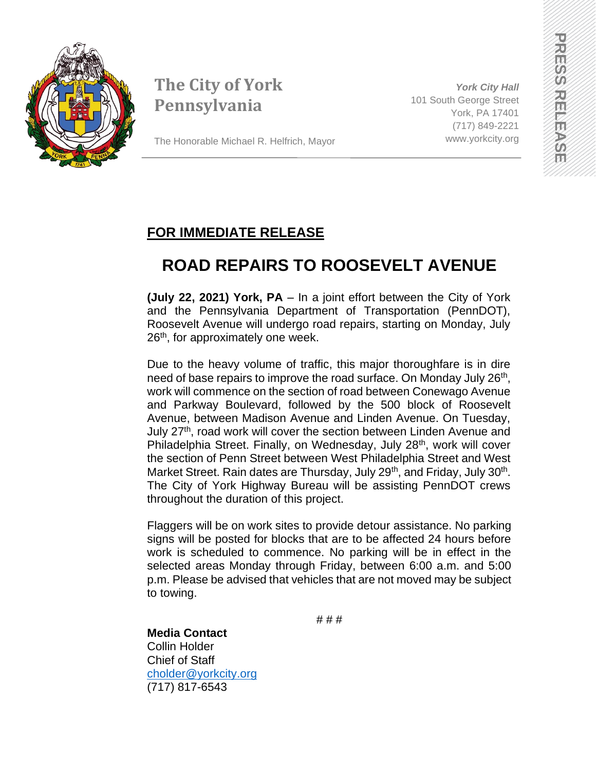# The City of York Pennsylvania

The Honorable Michael R. Helfrich, Mayor

*York City Hall*
101 South George Street
York, PA 17401
(717) 849-2221
www.yorkcity.org

PRESS RELEASE

**FOR IMMEDIATE RELEASE**

## ROAD REPAIRS TO ROOSEVELT AVENUE

**(July 22, 2021) York, PA** – In a joint effort between the City of York and the Pennsylvania Department of Transportation (PennDOT), Roosevelt Avenue will undergo road repairs, starting on Monday, July 26th, for approximately one week.

Due to the heavy volume of traffic, this major thoroughfare is in dire need of base repairs to improve the road surface. On Monday July 26th, work will commence on the section of road between Conewago Avenue and Parkway Boulevard, followed by the 500 block of Roosevelt Avenue, between Madison Avenue and Linden Avenue. On Tuesday, July 27th, road work will cover the section between Linden Avenue and Philadelphia Street. Finally, on Wednesday, July 28th, work will cover the section of Penn Street between West Philadelphia Street and West Market Street. Rain dates are Thursday, July 29th, and Friday, July 30th. The City of York Highway Bureau will be assisting PennDOT crews throughout the duration of this project.

Flaggers will be on work sites to provide detour assistance. No parking signs will be posted for blocks that are to be affected 24 hours before work is scheduled to commence. No parking will be in effect in the selected areas Monday through Friday, between 6:00 a.m. and 5:00 p.m. Please be advised that vehicles that are not moved may be subject to towing.

# # #

**Media Contact**
Collin Holder
Chief of Staff
cholder@yorkcity.org
(717) 817-6543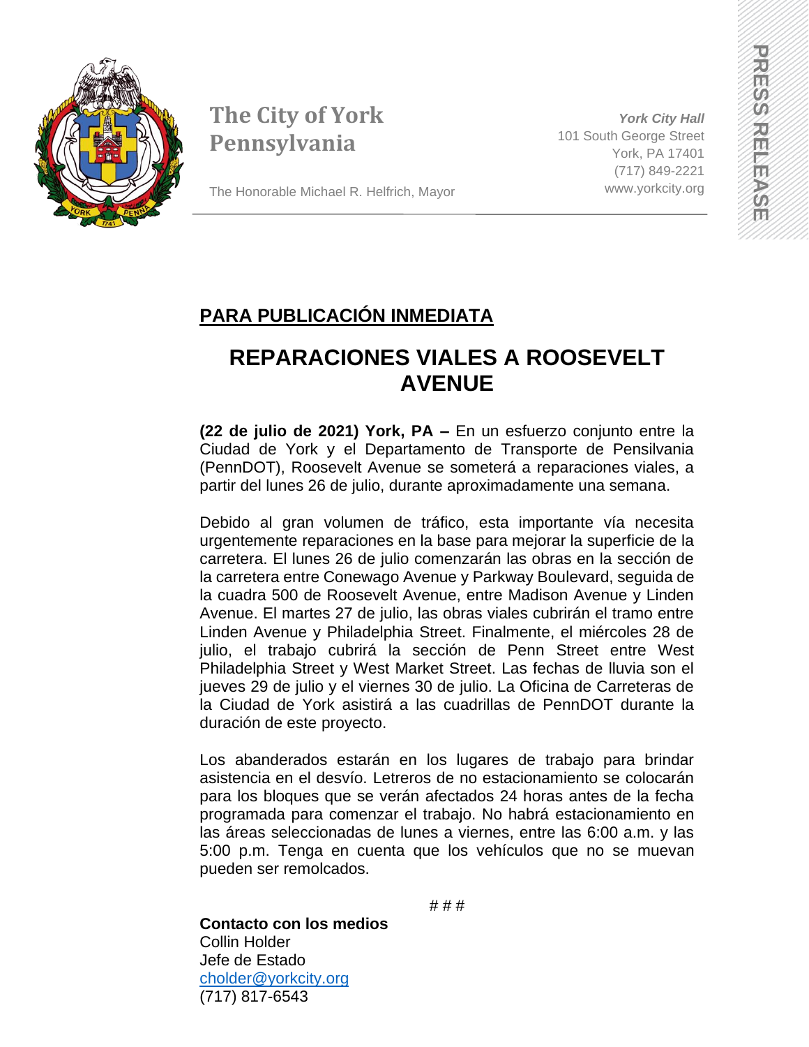The City of York
Pennsylvania

The Honorable Michael R. Helfrich, Mayor

*York City Hall*
101 South George Street
York, PA 17401
(717) 849-2221
www.yorkcity.org

PRESS RELEASE

**PARA PUBLICACIÓN INMEDIATA**

# REPARACIONES VIALES A ROOSEVELT AVENUE

**(22 de julio de 2021) York, PA –** En un esfuerzo conjunto entre la Ciudad de York y el Departamento de Transporte de Pensilvania (PennDOT), Roosevelt Avenue se someterá a reparaciones viales, a partir del lunes 26 de julio, durante aproximadamente una semana.

Debido al gran volumen de tráfico, esta importante vía necesita urgentemente reparaciones en la base para mejorar la superficie de la carretera. El lunes 26 de julio comenzarán las obras en la sección de la carretera entre Conewago Avenue y Parkway Boulevard, seguida de la cuadra 500 de Roosevelt Avenue, entre Madison Avenue y Linden Avenue. El martes 27 de julio, las obras viales cubrirán el tramo entre Linden Avenue y Philadelphia Street. Finalmente, el miércoles 28 de julio, el trabajo cubrirá la sección de Penn Street entre West Philadelphia Street y West Market Street. Las fechas de lluvia son el jueves 29 de julio y el viernes 30 de julio. La Oficina de Carreteras de la Ciudad de York asistirá a las cuadrillas de PennDOT durante la duración de este proyecto.

Los abanderados estarán en los lugares de trabajo para brindar asistencia en el desvío. Letreros de no estacionamiento se colocarán para los bloques que se verán afectados 24 horas antes de la fecha programada para comenzar el trabajo. No habrá estacionamiento en las áreas seleccionadas de lunes a viernes, entre las 6:00 a.m. y las 5:00 p.m. Tenga en cuenta que los vehículos que no se muevan pueden ser remolcados.

# # #

**Contacto con los medios**
Collin Holder
Jefe de Estado
cholder@yorkcity.org
(717) 817-6543